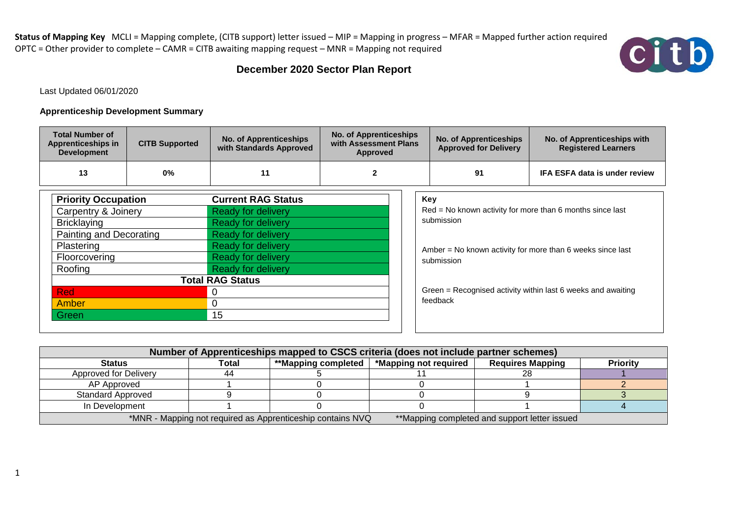**Status of Mapping Key** MCLI = Mapping complete, (CITB support) letter issued – MIP = Mapping in progress – MFAR = Mapped further action required
OPTC = Other provider to complete – CAMR = CITB awaiting mapping request – MNR = Mapping not required

# December 2020 Sector Plan Report

Last Updated 06/01/2020

**Apprenticeship Development Summary**

| Total Number of Apprenticeships in Development | CITB Supported | No. of Apprenticeships with Standards Approved | No. of Apprenticeships with Assessment Plans Approved | No. of Apprenticeships Approved for Delivery | No. of Apprenticeships with Registered Learners |
|---|---|---|---|---|---|
| 13 | 0% | 11 | 2 | 91 | IFA ESFA data is under review |

| Priority Occupation | Current RAG Status |
|---|---|
| Carpentry & Joinery | Ready for delivery |
| Bricklaying | Ready for delivery |
| Painting and Decorating | Ready for delivery |
| Plastering | Ready for delivery |
| Floorcovering | Ready for delivery |
| Roofing | Ready for delivery |
| **Total RAG Status** | |
| Red | 0 |
| Amber | 0 |
| Green | 15 |

**Key**

Red = No known activity for more than 6 months since last submission

Amber = No known activity for more than 6 weeks since last submission

Green = Recognised activity within last 6 weeks and awaiting feedback

| Number of Apprenticeships mapped to CSCS criteria (does not include partner schemes) | | | | | |
|---|---|---|---|---|---|
| **Status** | **Total** | **\*\*Mapping completed** | **\*Mapping not required** | **Requires Mapping** | **Priority** |
| Approved for Delivery | 44 | 5 | 11 | 28 | 1 |
| AP Approved | 1 | 0 | 0 | 1 | 2 |
| Standard Approved | 9 | 0 | 0 | 9 | 3 |
| In Development | 1 | 0 | 0 | 1 | 4 |
| *MNR - Mapping not required as Apprenticeship contains NVQ | | | **Mapping completed and support letter issued | | |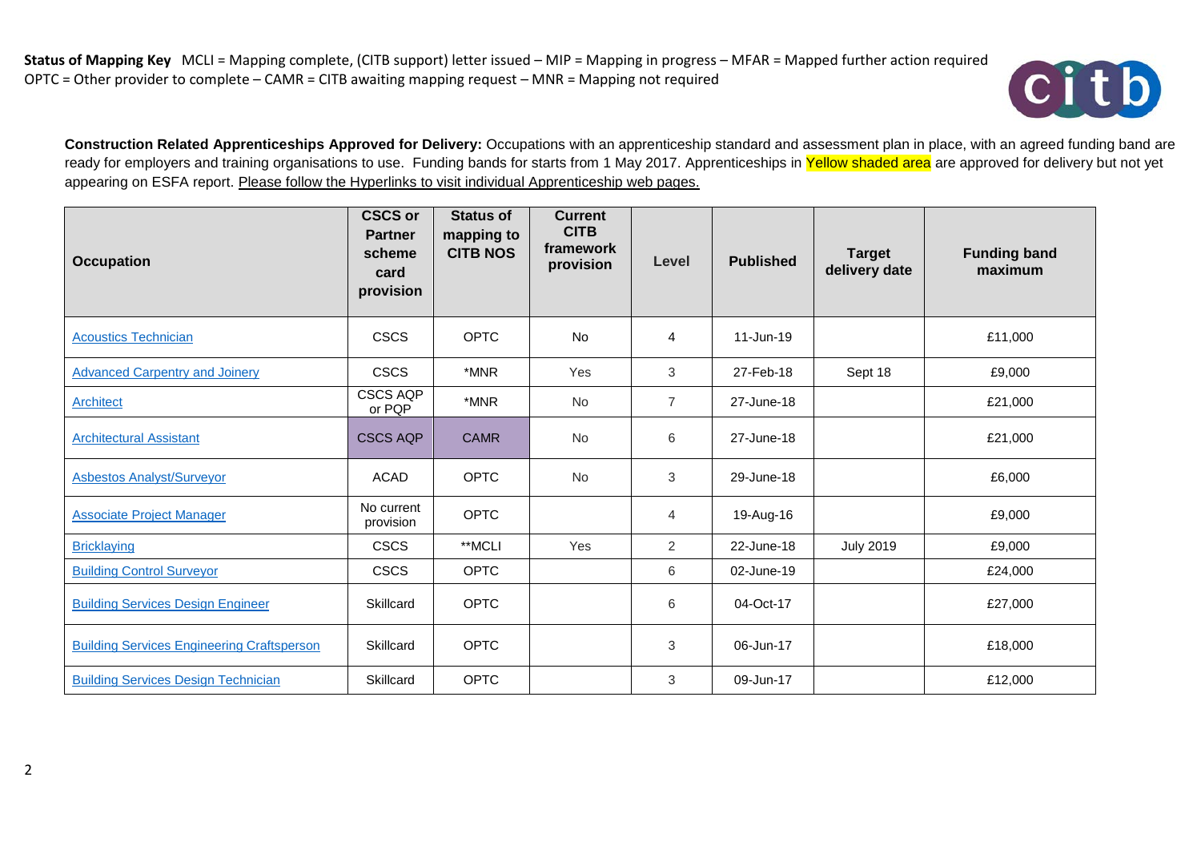**Status of Mapping Key** MCLI = Mapping complete, (CITB support) letter issued – MIP = Mapping in progress – MFAR = Mapped further action required
OPTC = Other provider to complete – CAMR = CITB awaiting mapping request – MNR = Mapping not required

**Construction Related Apprenticeships Approved for Delivery:** Occupations with an apprenticeship standard and assessment plan in place, with an agreed funding band are ready for employers and training organisations to use. Funding bands for starts from 1 May 2017. Apprenticeships in Yellow shaded area are approved for delivery but not yet appearing on ESFA report. Please follow the Hyperlinks to visit individual Apprenticeship web pages.

| Occupation | CSCS or Partner scheme card provision | Status of mapping to CITB NOS | Current CITB framework provision | Level | Published | Target delivery date | Funding band maximum |
|---|---|---|---|---|---|---|---|
| Acoustics Technician | CSCS | OPTC | No | 4 | 11-Jun-19 | | £11,000 |
| Advanced Carpentry and Joinery | CSCS | *MNR | Yes | 3 | 27-Feb-18 | Sept 18 | £9,000 |
| Architect | CSCS AQP or PQP | *MNR | No | 7 | 27-June-18 | | £21,000 |
| Architectural Assistant | CSCS AQP | CAMR | No | 6 | 27-June-18 | | £21,000 |
| Asbestos Analyst/Surveyor | ACAD | OPTC | No | 3 | 29-June-18 | | £6,000 |
| Associate Project Manager | No current provision | OPTC | | 4 | 19-Aug-16 | | £9,000 |
| Bricklaying | CSCS | **MCLI | Yes | 2 | 22-June-18 | July 2019 | £9,000 |
| Building Control Surveyor | CSCS | OPTC | | 6 | 02-June-19 | | £24,000 |
| Building Services Design Engineer | Skillcard | OPTC | | 6 | 04-Oct-17 | | £27,000 |
| Building Services Engineering Craftsperson | Skillcard | OPTC | | 3 | 06-Jun-17 | | £18,000 |
| Building Services Design Technician | Skillcard | OPTC | | 3 | 09-Jun-17 | | £12,000 |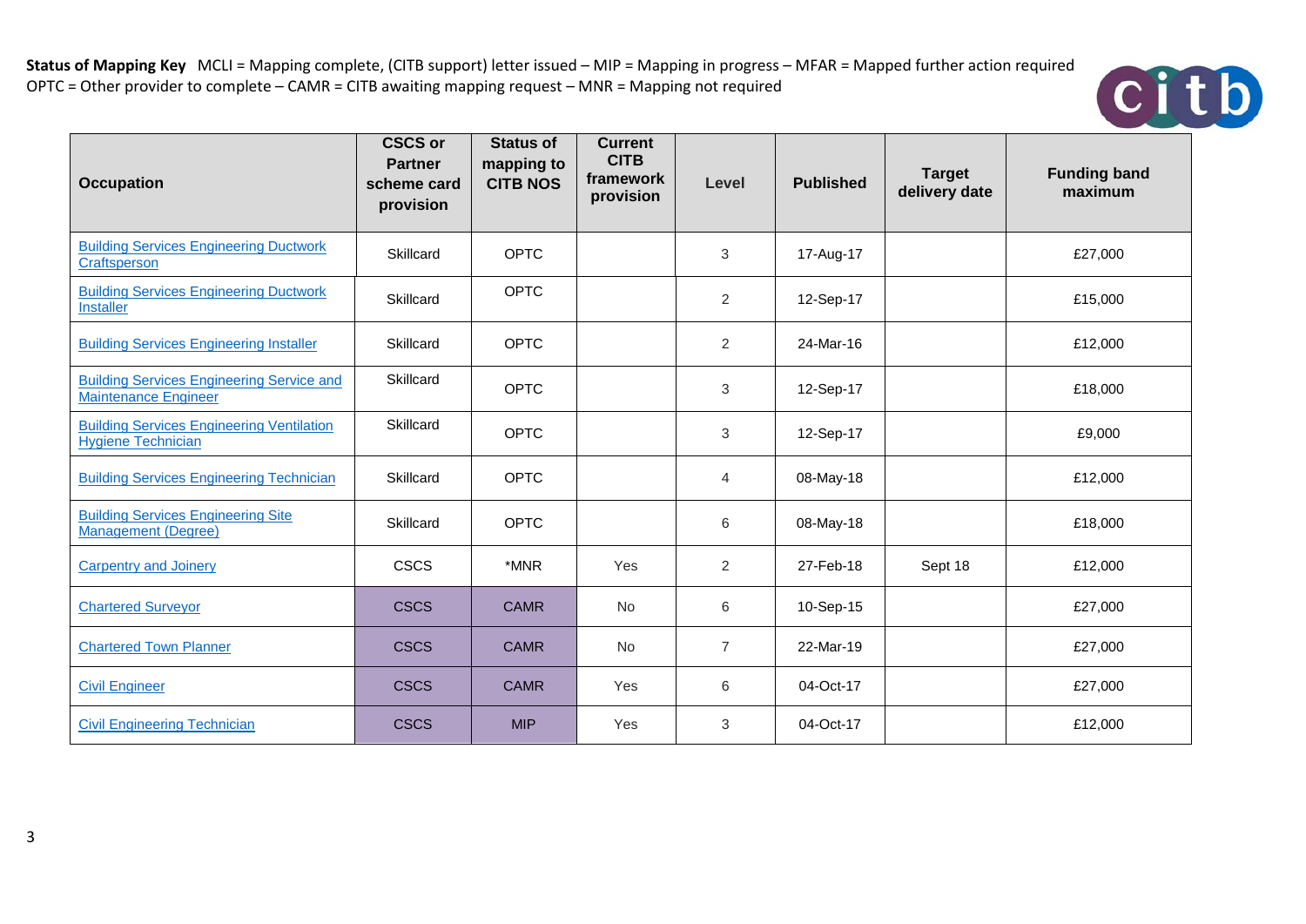**Status of Mapping Key** MCLI = Mapping complete, (CITB support) letter issued – MIP = Mapping in progress – MFAR = Mapped further action required
OPTC = Other provider to complete – CAMR = CITB awaiting mapping request – MNR = Mapping not required

| Occupation | CSCS or Partner scheme card provision | Status of mapping to CITB NOS | Current CITB framework provision | Level | Published | Target delivery date | Funding band maximum |
|---|---|---|---|---|---|---|---|
| Building Services Engineering Ductwork Craftsperson | Skillcard | OPTC | | 3 | 17-Aug-17 | | £27,000 |
| Building Services Engineering Ductwork Installer | Skillcard | OPTC | | 2 | 12-Sep-17 | | £15,000 |
| Building Services Engineering Installer | Skillcard | OPTC | | 2 | 24-Mar-16 | | £12,000 |
| Building Services Engineering Service and Maintenance Engineer | Skillcard | OPTC | | 3 | 12-Sep-17 | | £18,000 |
| Building Services Engineering Ventilation Hygiene Technician | Skillcard | OPTC | | 3 | 12-Sep-17 | | £9,000 |
| Building Services Engineering Technician | Skillcard | OPTC | | 4 | 08-May-18 | | £12,000 |
| Building Services Engineering Site Management (Degree) | Skillcard | OPTC | | 6 | 08-May-18 | | £18,000 |
| Carpentry and Joinery | CSCS | *MNR | Yes | 2 | 27-Feb-18 | Sept 18 | £12,000 |
| Chartered Surveyor | CSCS | CAMR | No | 6 | 10-Sep-15 | | £27,000 |
| Chartered Town Planner | CSCS | CAMR | No | 7 | 22-Mar-19 | | £27,000 |
| Civil Engineer | CSCS | CAMR | Yes | 6 | 04-Oct-17 | | £27,000 |
| Civil Engineering Technician | CSCS | MIP | Yes | 3 | 04-Oct-17 | | £12,000 |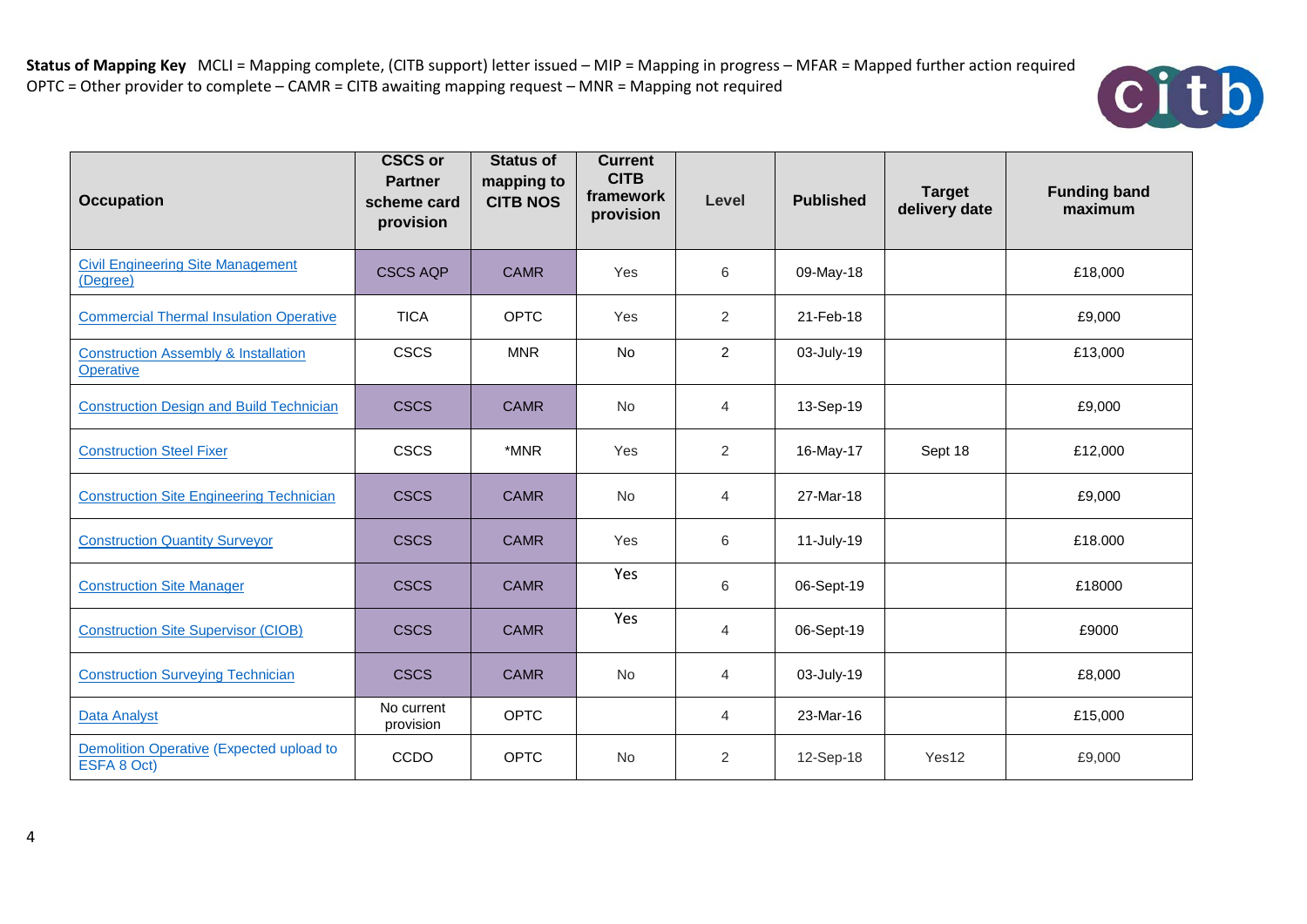**Status of Mapping Key** MCLI = Mapping complete, (CITB support) letter issued – MIP = Mapping in progress – MFAR = Mapped further action required
OPTC = Other provider to complete – CAMR = CITB awaiting mapping request – MNR = Mapping not required

| Occupation | CSCS or Partner scheme card provision | Status of mapping to CITB NOS | Current CITB framework provision | Level | Published | Target delivery date | Funding band maximum |
|---|---|---|---|---|---|---|---|
| Civil Engineering Site Management (Degree) | CSCS AQP | CAMR | Yes | 6 | 09-May-18 | | £18,000 |
| Commercial Thermal Insulation Operative | TICA | OPTC | Yes | 2 | 21-Feb-18 | | £9,000 |
| Construction Assembly & Installation Operative | CSCS | MNR | No | 2 | 03-July-19 | | £13,000 |
| Construction Design and Build Technician | CSCS | CAMR | No | 4 | 13-Sep-19 | | £9,000 |
| Construction Steel Fixer | CSCS | *MNR | Yes | 2 | 16-May-17 | Sept 18 | £12,000 |
| Construction Site Engineering Technician | CSCS | CAMR | No | 4 | 27-Mar-18 | | £9,000 |
| Construction Quantity Surveyor | CSCS | CAMR | Yes | 6 | 11-July-19 | | £18.000 |
| Construction Site Manager | CSCS | CAMR | Yes | 6 | 06-Sept-19 | | £18000 |
| Construction Site Supervisor (CIOB) | CSCS | CAMR | Yes | 4 | 06-Sept-19 | | £9000 |
| Construction Surveying Technician | CSCS | CAMR | No | 4 | 03-July-19 | | £8,000 |
| Data Analyst | No current provision | OPTC | | 4 | 23-Mar-16 | | £15,000 |
| Demolition Operative (Expected upload to ESFA 8 Oct) | CCDO | OPTC | No | 2 | 12-Sep-18 | Yes12 | £9,000 |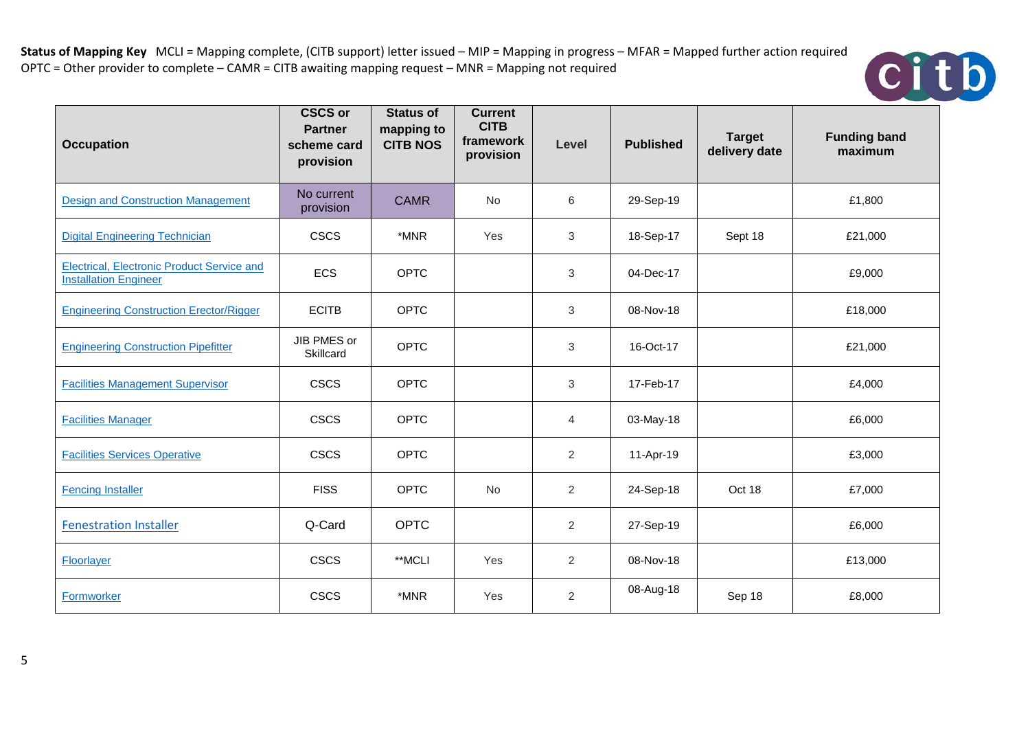**Status of Mapping Key** MCLI = Mapping complete, (CITB support) letter issued – MIP = Mapping in progress – MFAR = Mapped further action required
OPTC = Other provider to complete – CAMR = CITB awaiting mapping request – MNR = Mapping not required

| Occupation | CSCS or Partner scheme card provision | Status of mapping to CITB NOS | Current CITB framework provision | Level | Published | Target delivery date | Funding band maximum |
|---|---|---|---|---|---|---|---|
| Design and Construction Management | No current provision | CAMR | No | 6 | 29-Sep-19 | | £1,800 |
| Digital Engineering Technician | CSCS | *MNR | Yes | 3 | 18-Sep-17 | Sept 18 | £21,000 |
| Electrical, Electronic Product Service and Installation Engineer | ECS | OPTC | | 3 | 04-Dec-17 | | £9,000 |
| Engineering Construction Erector/Rigger | ECITB | OPTC | | 3 | 08-Nov-18 | | £18,000 |
| Engineering Construction Pipefitter | JIB PMES or Skillcard | OPTC | | 3 | 16-Oct-17 | | £21,000 |
| Facilities Management Supervisor | CSCS | OPTC | | 3 | 17-Feb-17 | | £4,000 |
| Facilities Manager | CSCS | OPTC | | 4 | 03-May-18 | | £6,000 |
| Facilities Services Operative | CSCS | OPTC | | 2 | 11-Apr-19 | | £3,000 |
| Fencing Installer | FISS | OPTC | No | 2 | 24-Sep-18 | Oct 18 | £7,000 |
| Fenestration Installer | Q-Card | OPTC | | 2 | 27-Sep-19 | | £6,000 |
| Floorlayer | CSCS | **MCLI | Yes | 2 | 08-Nov-18 | | £13,000 |
| Formworker | CSCS | *MNR | Yes | 2 | 08-Aug-18 | Sep 18 | £8,000 |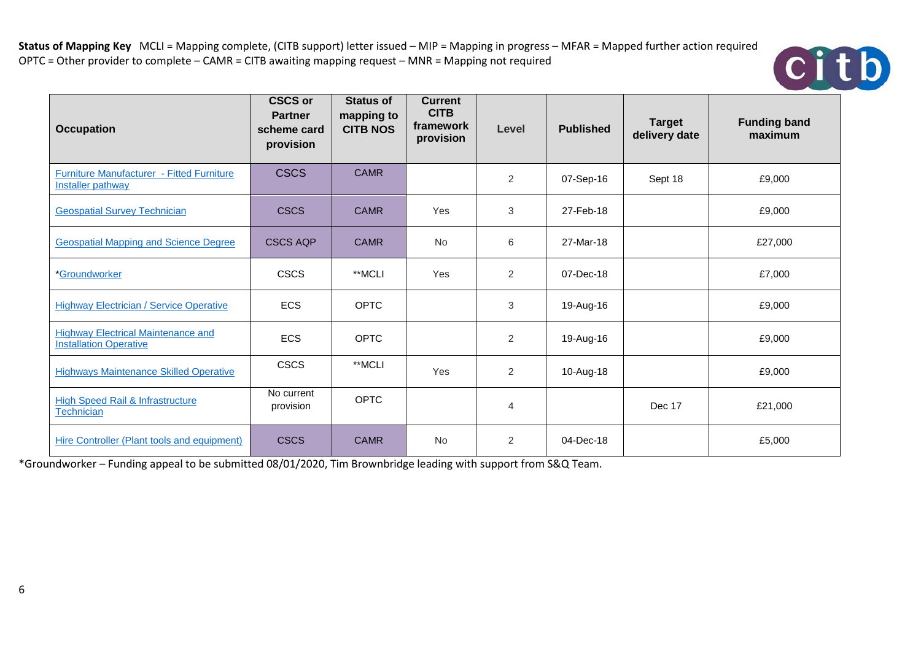**Status of Mapping Key** MCLI = Mapping complete, (CITB support) letter issued – MIP = Mapping in progress – MFAR = Mapped further action required
OPTC = Other provider to complete – CAMR = CITB awaiting mapping request – MNR = Mapping not required

| Occupation | CSCS or Partner scheme card provision | Status of mapping to CITB NOS | Current CITB framework provision | Level | Published | Target delivery date | Funding band maximum |
|---|---|---|---|---|---|---|---|
| Furniture Manufacturer - Fitted Furniture Installer pathway | CSCS | CAMR | | 2 | 07-Sep-16 | Sept 18 | £9,000 |
| Geospatial Survey Technician | CSCS | CAMR | Yes | 3 | 27-Feb-18 | | £9,000 |
| Geospatial Mapping and Science Degree | CSCS AQP | CAMR | No | 6 | 27-Mar-18 | | £27,000 |
| *Groundworker | CSCS | **MCLI | Yes | 2 | 07-Dec-18 | | £7,000 |
| Highway Electrician / Service Operative | ECS | OPTC | | 3 | 19-Aug-16 | | £9,000 |
| Highway Electrical Maintenance and Installation Operative | ECS | OPTC | | 2 | 19-Aug-16 | | £9,000 |
| Highways Maintenance Skilled Operative | CSCS | **MCLI | Yes | 2 | 10-Aug-18 | | £9,000 |
| High Speed Rail & Infrastructure Technician | No current provision | OPTC | | 4 | | Dec 17 | £21,000 |
| Hire Controller (Plant tools and equipment) | CSCS | CAMR | No | 2 | 04-Dec-18 | | £5,000 |

*Groundworker – Funding appeal to be submitted 08/01/2020, Tim Brownbridge leading with support from S&Q Team.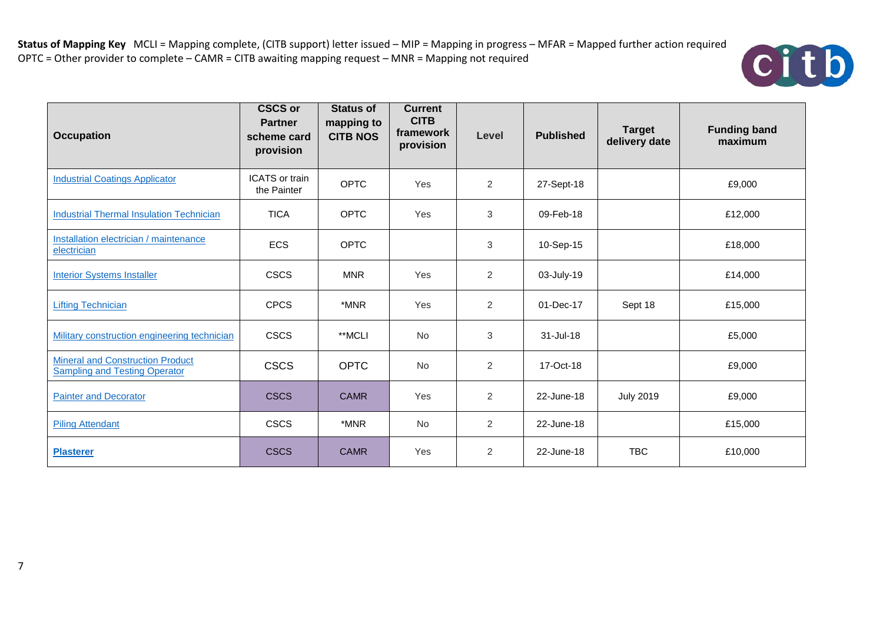**Status of Mapping Key** MCLI = Mapping complete, (CITB support) letter issued – MIP = Mapping in progress – MFAR = Mapped further action required
OPTC = Other provider to complete – CAMR = CITB awaiting mapping request – MNR = Mapping not required

| Occupation | CSCS or Partner scheme card provision | Status of mapping to CITB NOS | Current CITB framework provision | Level | Published | Target delivery date | Funding band maximum |
|---|---|---|---|---|---|---|---|
| Industrial Coatings Applicator | ICATS or train the Painter | OPTC | Yes | 2 | 27-Sept-18 | | £9,000 |
| Industrial Thermal Insulation Technician | TICA | OPTC | Yes | 3 | 09-Feb-18 | | £12,000 |
| Installation electrician / maintenance electrician | ECS | OPTC | | 3 | 10-Sep-15 | | £18,000 |
| Interior Systems Installer | CSCS | MNR | Yes | 2 | 03-July-19 | | £14,000 |
| Lifting Technician | CPCS | *MNR | Yes | 2 | 01-Dec-17 | Sept 18 | £15,000 |
| Military construction engineering technician | CSCS | **MCLI | No | 3 | 31-Jul-18 | | £5,000 |
| Mineral and Construction Product Sampling and Testing Operator | CSCS | OPTC | No | 2 | 17-Oct-18 | | £9,000 |
| Painter and Decorator | CSCS | CAMR | Yes | 2 | 22-June-18 | July 2019 | £9,000 |
| Piling Attendant | CSCS | *MNR | No | 2 | 22-June-18 | | £15,000 |
| **Plasterer** | CSCS | CAMR | Yes | 2 | 22-June-18 | TBC | £10,000 |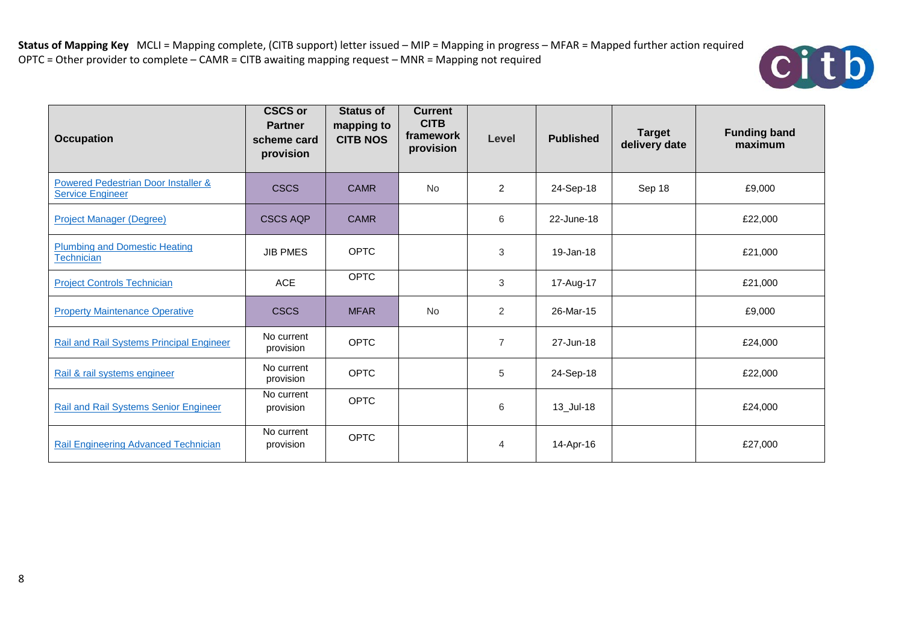**Status of Mapping Key** MCLI = Mapping complete, (CITB support) letter issued – MIP = Mapping in progress – MFAR = Mapped further action required
OPTC = Other provider to complete – CAMR = CITB awaiting mapping request – MNR = Mapping not required

| Occupation | CSCS or Partner scheme card provision | Status of mapping to CITB NOS | Current CITB framework provision | Level | Published | Target delivery date | Funding band maximum |
|---|---|---|---|---|---|---|---|
| Powered Pedestrian Door Installer & Service Engineer | CSCS | CAMR | No | 2 | 24-Sep-18 | Sep 18 | £9,000 |
| Project Manager (Degree) | CSCS AQP | CAMR | | 6 | 22-June-18 | | £22,000 |
| Plumbing and Domestic Heating Technician | JIB PMES | OPTC | | 3 | 19-Jan-18 | | £21,000 |
| Project Controls Technician | ACE | OPTC | | 3 | 17-Aug-17 | | £21,000 |
| Property Maintenance Operative | CSCS | MFAR | No | 2 | 26-Mar-15 | | £9,000 |
| Rail and Rail Systems Principal Engineer | No current provision | OPTC | | 7 | 27-Jun-18 | | £24,000 |
| Rail & rail systems engineer | No current provision | OPTC | | 5 | 24-Sep-18 | | £22,000 |
| Rail and Rail Systems Senior Engineer | No current provision | OPTC | | 6 | 13_Jul-18 | | £24,000 |
| Rail Engineering Advanced Technician | No current provision | OPTC | | 4 | 14-Apr-16 | | £27,000 |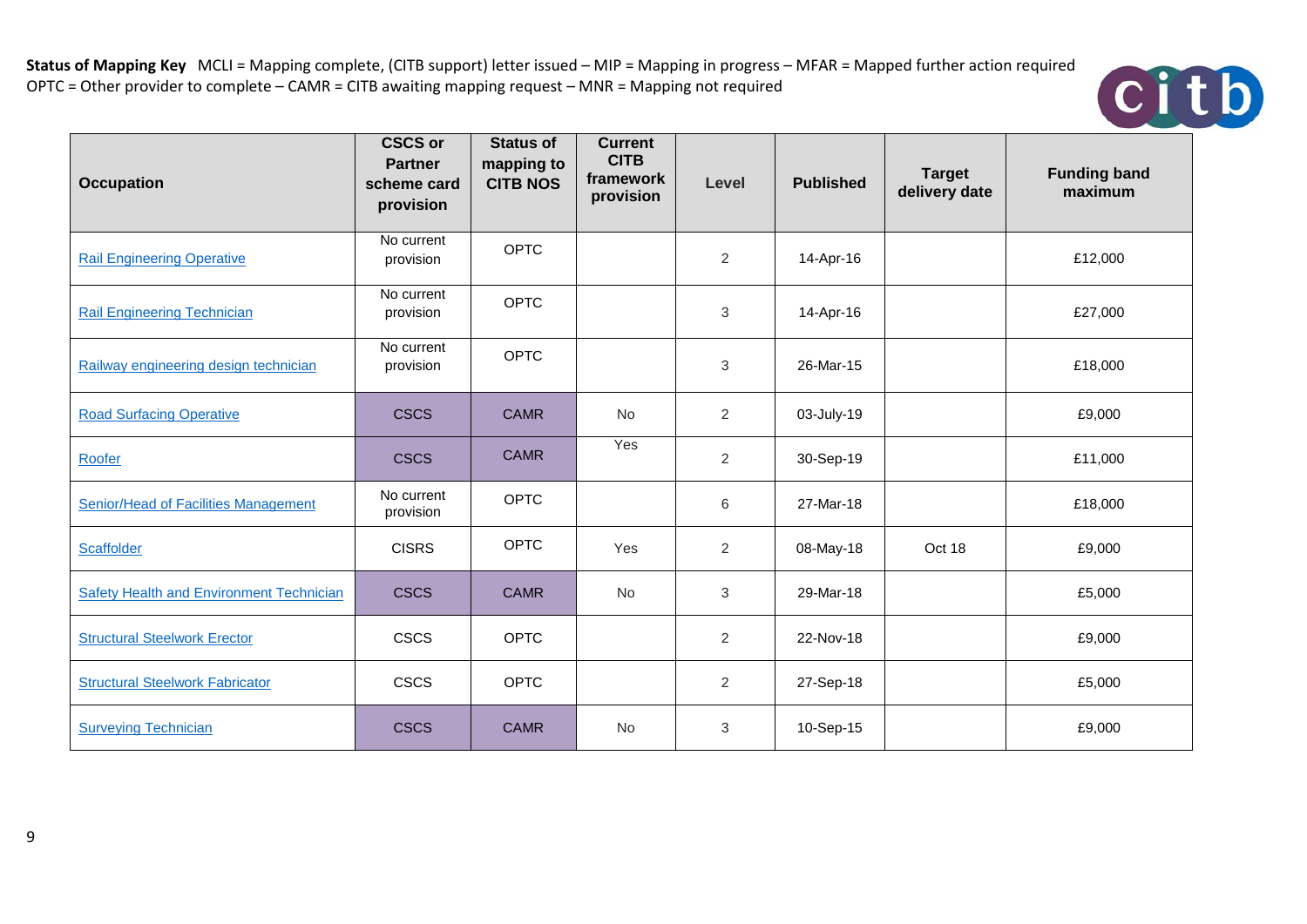**Status of Mapping Key** MCLI = Mapping complete, (CITB support) letter issued – MIP = Mapping in progress – MFAR = Mapped further action required
OPTC = Other provider to complete – CAMR = CITB awaiting mapping request – MNR = Mapping not required

| Occupation | CSCS or Partner scheme card provision | Status of mapping to CITB NOS | Current CITB framework provision | Level | Published | Target delivery date | Funding band maximum |
|---|---|---|---|---|---|---|---|
| Rail Engineering Operative | No current provision | OPTC | | 2 | 14-Apr-16 | | £12,000 |
| Rail Engineering Technician | No current provision | OPTC | | 3 | 14-Apr-16 | | £27,000 |
| Railway engineering design technician | No current provision | OPTC | | 3 | 26-Mar-15 | | £18,000 |
| Road Surfacing Operative | CSCS | CAMR | No | 2 | 03-July-19 | | £9,000 |
| Roofer | CSCS | CAMR | Yes | 2 | 30-Sep-19 | | £11,000 |
| Senior/Head of Facilities Management | No current provision | OPTC | | 6 | 27-Mar-18 | | £18,000 |
| Scaffolder | CISRS | OPTC | Yes | 2 | 08-May-18 | Oct 18 | £9,000 |
| Safety Health and Environment Technician | CSCS | CAMR | No | 3 | 29-Mar-18 | | £5,000 |
| Structural Steelwork Erector | CSCS | OPTC | | 2 | 22-Nov-18 | | £9,000 |
| Structural Steelwork Fabricator | CSCS | OPTC | | 2 | 27-Sep-18 | | £5,000 |
| Surveying Technician | CSCS | CAMR | No | 3 | 10-Sep-15 | | £9,000 |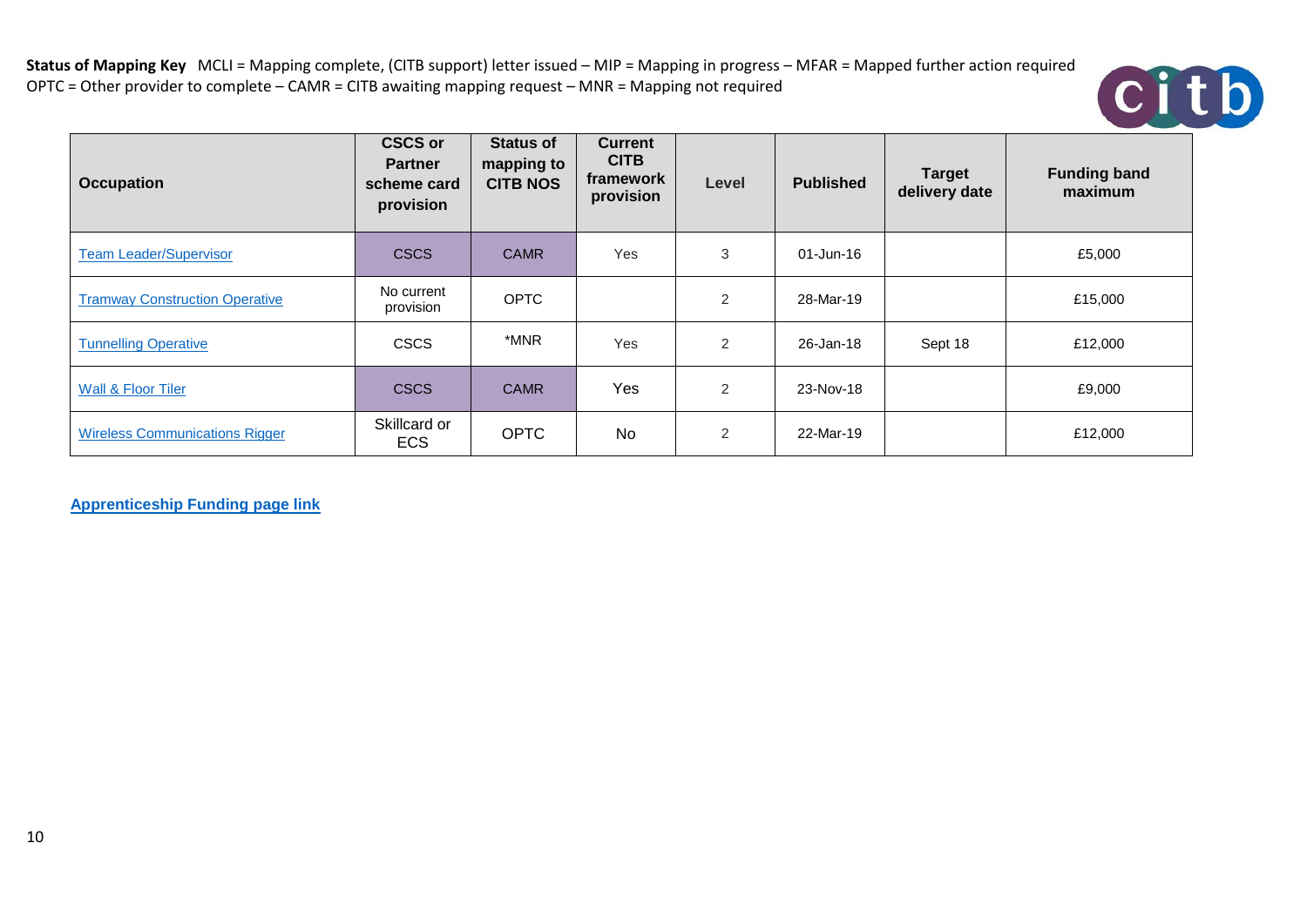**Status of Mapping Key** MCLI = Mapping complete, (CITB support) letter issued – MIP = Mapping in progress – MFAR = Mapped further action required
OPTC = Other provider to complete – CAMR = CITB awaiting mapping request – MNR = Mapping not required

| Occupation | CSCS or Partner scheme card provision | Status of mapping to CITB NOS | Current CITB framework provision | Level | Published | Target delivery date | Funding band maximum |
|---|---|---|---|---|---|---|---|
| Team Leader/Supervisor | CSCS | CAMR | Yes | 3 | 01-Jun-16 | | £5,000 |
| Tramway Construction Operative | No current provision | OPTC | | 2 | 28-Mar-19 | | £15,000 |
| Tunnelling Operative | CSCS | *MNR | Yes | 2 | 26-Jan-18 | Sept 18 | £12,000 |
| Wall & Floor Tiler | CSCS | CAMR | Yes | 2 | 23-Nov-18 | | £9,000 |
| Wireless Communications Rigger | Skillcard or ECS | OPTC | No | 2 | 22-Mar-19 | | £12,000 |

**Apprenticeship Funding page link**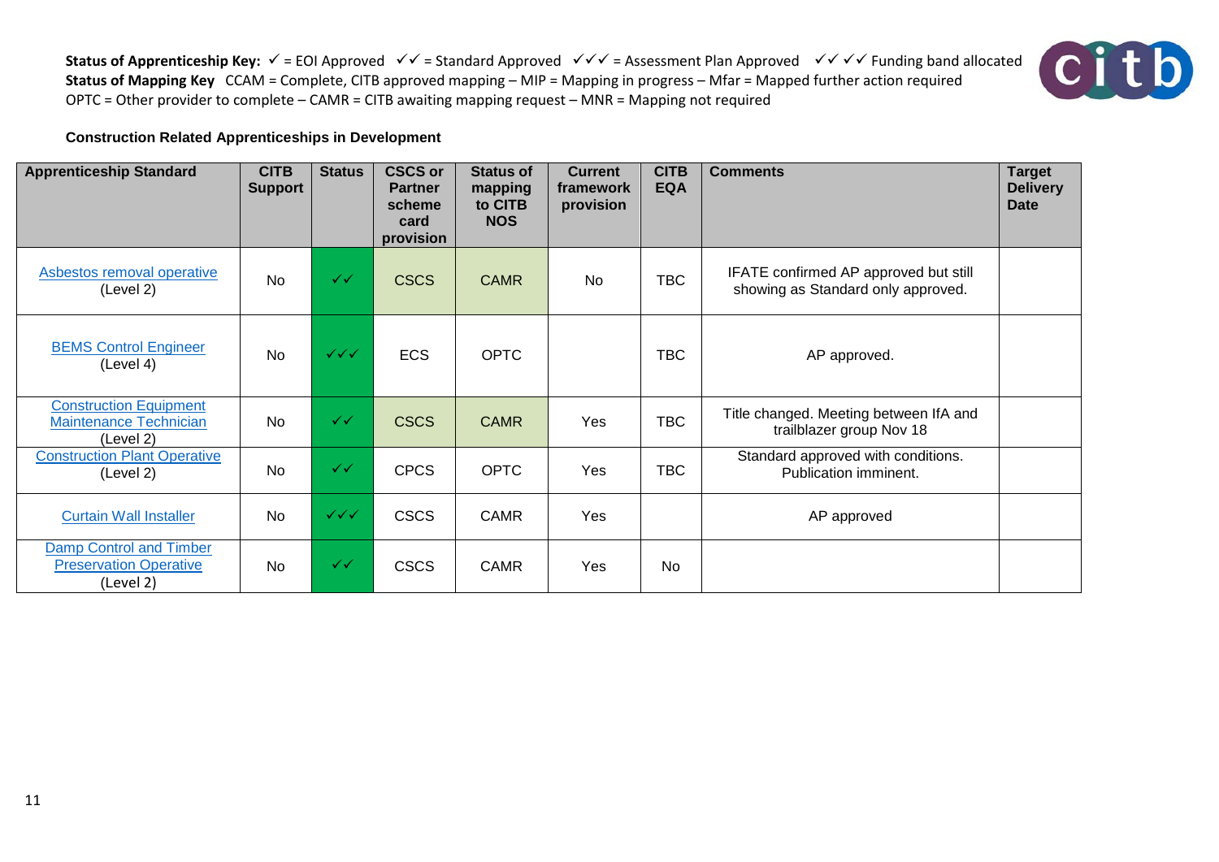**Status of Apprenticeship Key:** ✓ = EOI Approved ✓✓ = Standard Approved ✓✓✓ = Assessment Plan Approved ✓✓ ✓✓ Funding band allocated
**Status of Mapping Key** CCAM = Complete, CITB approved mapping – MIP = Mapping in progress – Mfar = Mapped further action required
OPTC = Other provider to complete – CAMR = CITB awaiting mapping request – MNR = Mapping not required

**Construction Related Apprenticeships in Development**

| Apprenticeship Standard | CITB Support | Status | CSCS or Partner scheme card provision | Status of mapping to CITB NOS | Current framework provision | CITB EQA | Comments | Target Delivery Date |
|---|---|---|---|---|---|---|---|---|
| Asbestos removal operative (Level 2) | No | ✓✓ | CSCS | CAMR | No | TBC | IFATE confirmed AP approved but still showing as Standard only approved. | |
| BEMS Control Engineer (Level 4) | No | ✓✓✓ | ECS | OPTC | | TBC | AP approved. | |
| Construction Equipment Maintenance Technician (Level 2) | No | ✓✓ | CSCS | CAMR | Yes | TBC | Title changed. Meeting between IfA and trailblazer group Nov 18 | |
| Construction Plant Operative (Level 2) | No | ✓✓ | CPCS | OPTC | Yes | TBC | Standard approved with conditions. Publication imminent. | |
| Curtain Wall Installer | No | ✓✓✓ | CSCS | CAMR | Yes | | AP approved | |
| Damp Control and Timber Preservation Operative (Level 2) | No | ✓✓ | CSCS | CAMR | Yes | No | | |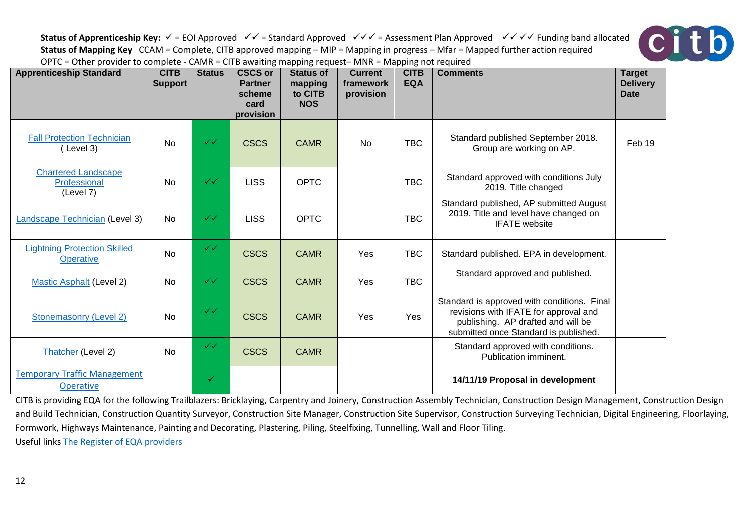**Status of Apprenticeship Key:** ✓ = EOI Approved ✓✓ = Standard Approved ✓✓✓ = Assessment Plan Approved ✓✓ ✓✓ Funding band allocated
**Status of Mapping Key** CCAM = Complete, CITB approved mapping – MIP = Mapping in progress – Mfar = Mapped further action required
OPTC = Other provider to complete - CAMR = CITB awaiting mapping request– MNR = Mapping not required

| Apprenticeship Standard | CITB Support | Status | CSCS or Partner scheme card provision | Status of mapping to CITB NOS | Current framework provision | CITB EQA | Comments | Target Delivery Date |
|---|---|---|---|---|---|---|---|---|
| Fall Protection Technician ( Level 3) | No | ✓✓ | CSCS | CAMR | No | TBC | Standard published September 2018. Group are working on AP. | Feb 19 |
| Chartered Landscape Professional (Level 7) | No | ✓✓ | LISS | OPTC | | TBC | Standard approved with conditions July 2019. Title changed | |
| Landscape Technician (Level 3) | No | ✓✓ | LISS | OPTC | | TBC | Standard published, AP submitted August 2019. Title and level have changed on IFATE website | |
| Lightning Protection Skilled Operative | No | ✓✓ | CSCS | CAMR | Yes | TBC | Standard published. EPA in development. | |
| Mastic Asphalt (Level 2) | No | ✓✓ | CSCS | CAMR | Yes | TBC | Standard approved and published. | |
| Stonemasonry (Level 2) | No | ✓✓ | CSCS | CAMR | Yes | Yes | Standard is approved with conditions. Final revisions with IFATE for approval and publishing. AP drafted and will be submitted once Standard is published. | |
| Thatcher (Level 2) | No | ✓✓ | CSCS | CAMR | | | Standard approved with conditions. Publication imminent. | |
| Temporary Traffic Management Operative | | ✓ | | | | | **14/11/19 Proposal in development** | |

CITB is providing EQA for the following Trailblazers: Bricklaying, Carpentry and Joinery, Construction Assembly Technician, Construction Design Management, Construction Design and Build Technician, Construction Quantity Surveyor, Construction Site Manager, Construction Site Supervisor, Construction Surveying Technician, Digital Engineering, Floorlaying, Formwork, Highways Maintenance, Painting and Decorating, Plastering, Piling, Steelfixing, Tunnelling, Wall and Floor Tiling.

Useful links The Register of EQA providers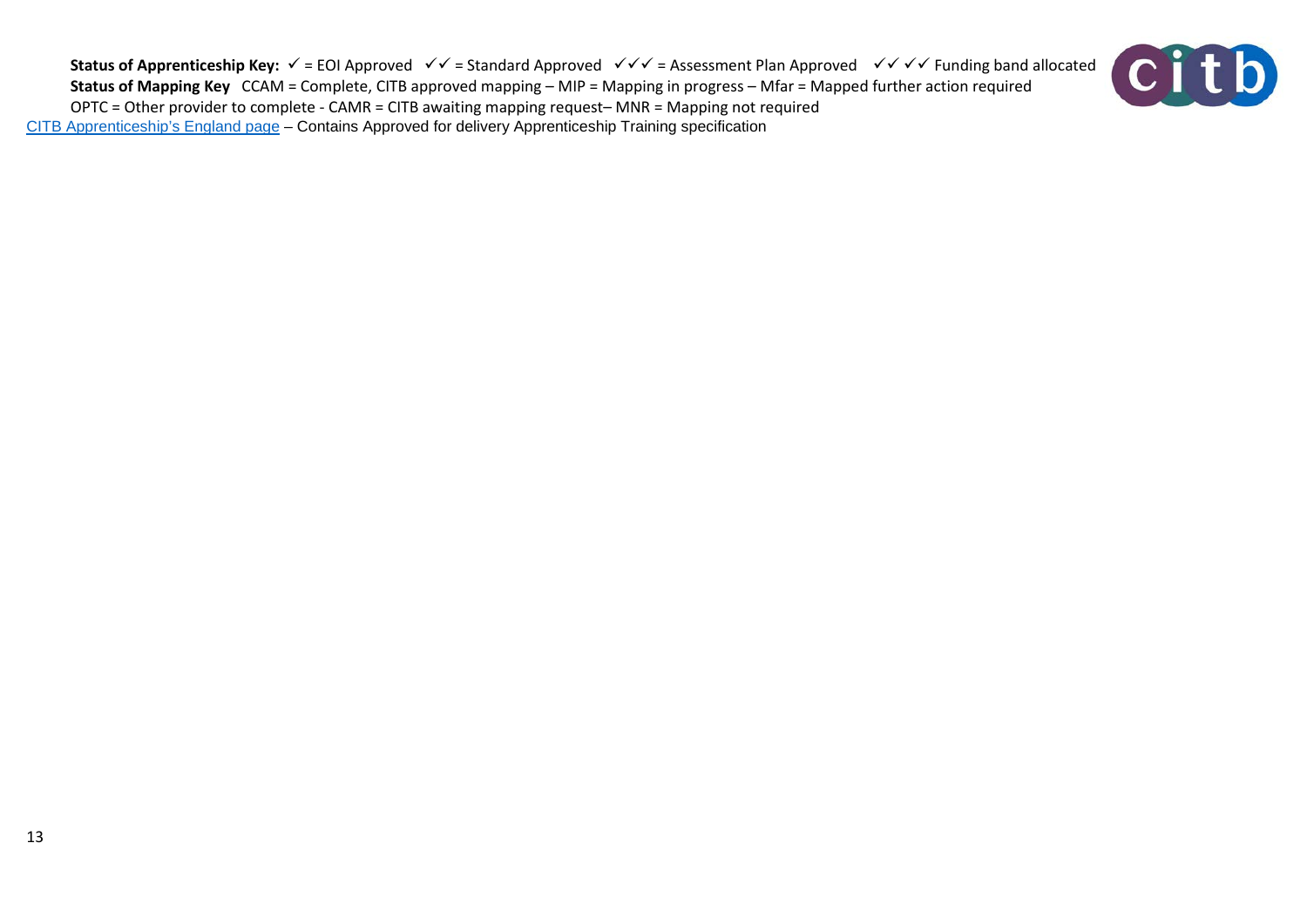**Status of Apprenticeship Key:** ✓ = EOI Approved ✓✓ = Standard Approved ✓✓✓ = Assessment Plan Approved ✓✓ ✓✓ Funding band allocated

**Status of Mapping Key** CCAM = Complete, CITB approved mapping – MIP = Mapping in progress – Mfar = Mapped further action required

OPTC = Other provider to complete - CAMR = CITB awaiting mapping request– MNR = Mapping not required

CITB Apprenticeship's England page – Contains Approved for delivery Apprenticeship Training specification